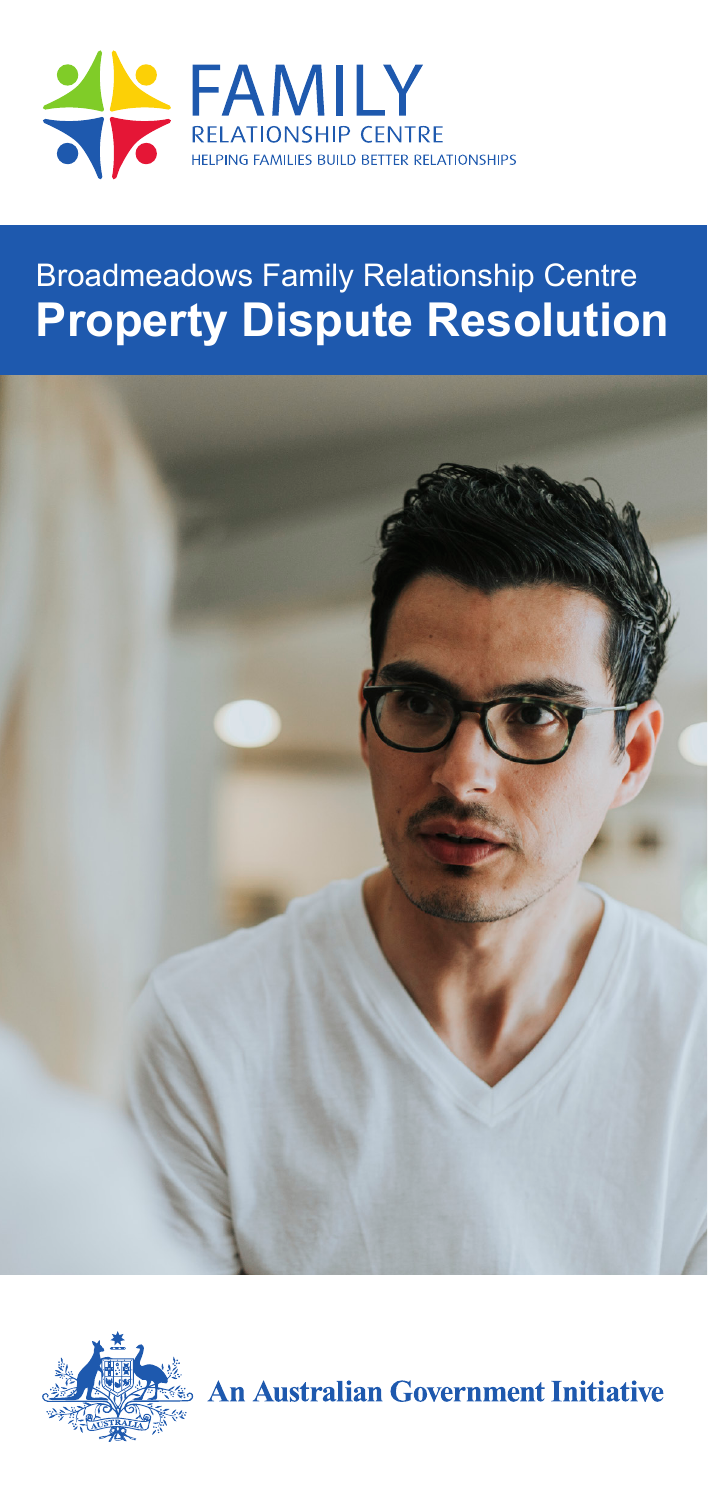FAMILY
RELATIONSHIP CENTRE
HELPING FAMILIES BUILD BETTER RELATIONSHIPS

# Broadmeadows Family Relationship Centre
# **Property Dispute Resolution**

**An Australian Government Initiative**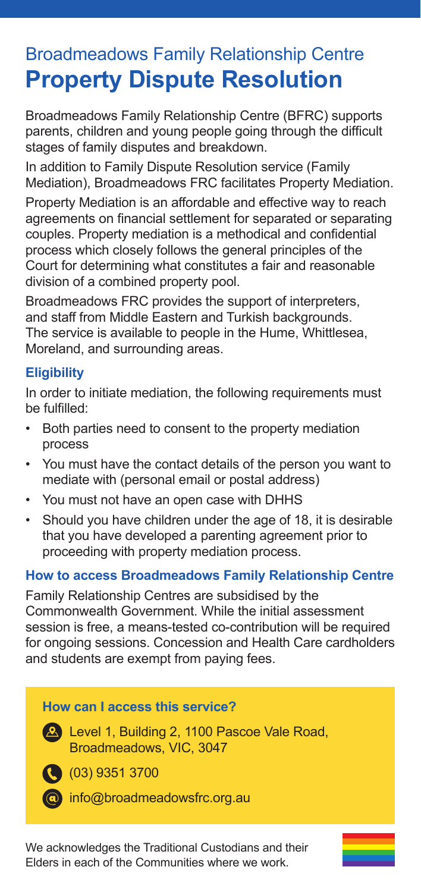# Broadmeadows Family Relationship Centre
# **Property Dispute Resolution**

Broadmeadows Family Relationship Centre (BFRC) supports parents, children and young people going through the difficult stages of family disputes and breakdown.

In addition to Family Dispute Resolution service (Family Mediation), Broadmeadows FRC facilitates Property Mediation.

Property Mediation is an affordable and effective way to reach agreements on financial settlement for separated or separating couples. Property mediation is a methodical and confidential process which closely follows the general principles of the Court for determining what constitutes a fair and reasonable division of a combined property pool.

Broadmeadows FRC provides the support of interpreters, and staff from Middle Eastern and Turkish backgrounds. The service is available to people in the Hume, Whittlesea, Moreland, and surrounding areas.

### Eligibility

In order to initiate mediation, the following requirements must be fulfilled:

- Both parties need to consent to the property mediation process
- You must have the contact details of the person you want to mediate with (personal email or postal address)
- You must not have an open case with DHHS
- Should you have children under the age of 18, it is desirable that you have developed a parenting agreement prior to proceeding with property mediation process.

### How to access Broadmeadows Family Relationship Centre

Family Relationship Centres are subsidised by the Commonwealth Government. While the initial assessment session is free, a means-tested co-contribution will be required for ongoing sessions. Concession and Health Care cardholders and students are exempt from paying fees.

### How can I access this service?

Level 1, Building 2, 1100 Pascoe Vale Road, Broadmeadows, VIC, 3047

(03) 9351 3700

info@broadmeadowsfrc.org.au

We acknowledges the Traditional Custodians and their Elders in each of the Communities where we work.